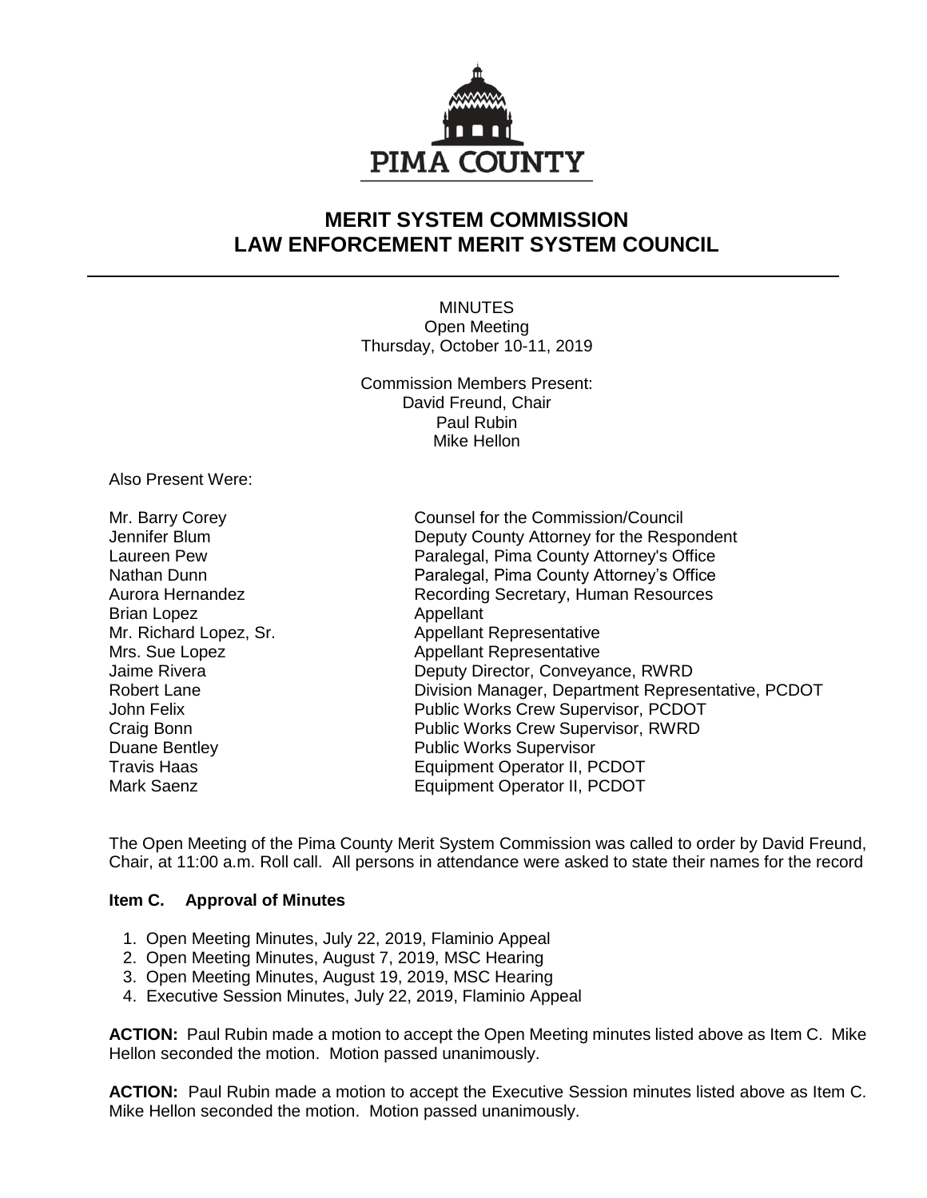PIMA COUNTY

# MERIT SYSTEM COMMISSION
# LAW ENFORCEMENT MERIT SYSTEM COUNCIL

MINUTES
Open Meeting
Thursday, October 10-11, 2019

Commission Members Present:
David Freund, Chair
Paul Rubin
Mike Hellon

Also Present Were:

| | |
|---|---|
| Mr. Barry Corey | Counsel for the Commission/Council |
| Jennifer Blum | Deputy County Attorney for the Respondent |
| Laureen Pew | Paralegal, Pima County Attorney's Office |
| Nathan Dunn | Paralegal, Pima County Attorney's Office |
| Aurora Hernandez | Recording Secretary, Human Resources |
| Brian Lopez | Appellant |
| Mr. Richard Lopez, Sr. | Appellant Representative |
| Mrs. Sue Lopez | Appellant Representative |
| Jaime Rivera | Deputy Director, Conveyance, RWRD |
| Robert Lane | Division Manager, Department Representative, PCDOT |
| John Felix | Public Works Crew Supervisor, PCDOT |
| Craig Bonn | Public Works Crew Supervisor, RWRD |
| Duane Bentley | Public Works Supervisor |
| Travis Haas | Equipment Operator II, PCDOT |
| Mark Saenz | Equipment Operator II, PCDOT |

The Open Meeting of the Pima County Merit System Commission was called to order by David Freund, Chair, at 11:00 a.m. Roll call. All persons in attendance were asked to state their names for the record

**Item C. Approval of Minutes**

1. Open Meeting Minutes, July 22, 2019, Flaminio Appeal
2. Open Meeting Minutes, August 7, 2019, MSC Hearing
3. Open Meeting Minutes, August 19, 2019, MSC Hearing
4. Executive Session Minutes, July 22, 2019, Flaminio Appeal

**ACTION:** Paul Rubin made a motion to accept the Open Meeting minutes listed above as Item C. Mike Hellon seconded the motion. Motion passed unanimously.

**ACTION:** Paul Rubin made a motion to accept the Executive Session minutes listed above as Item C. Mike Hellon seconded the motion. Motion passed unanimously.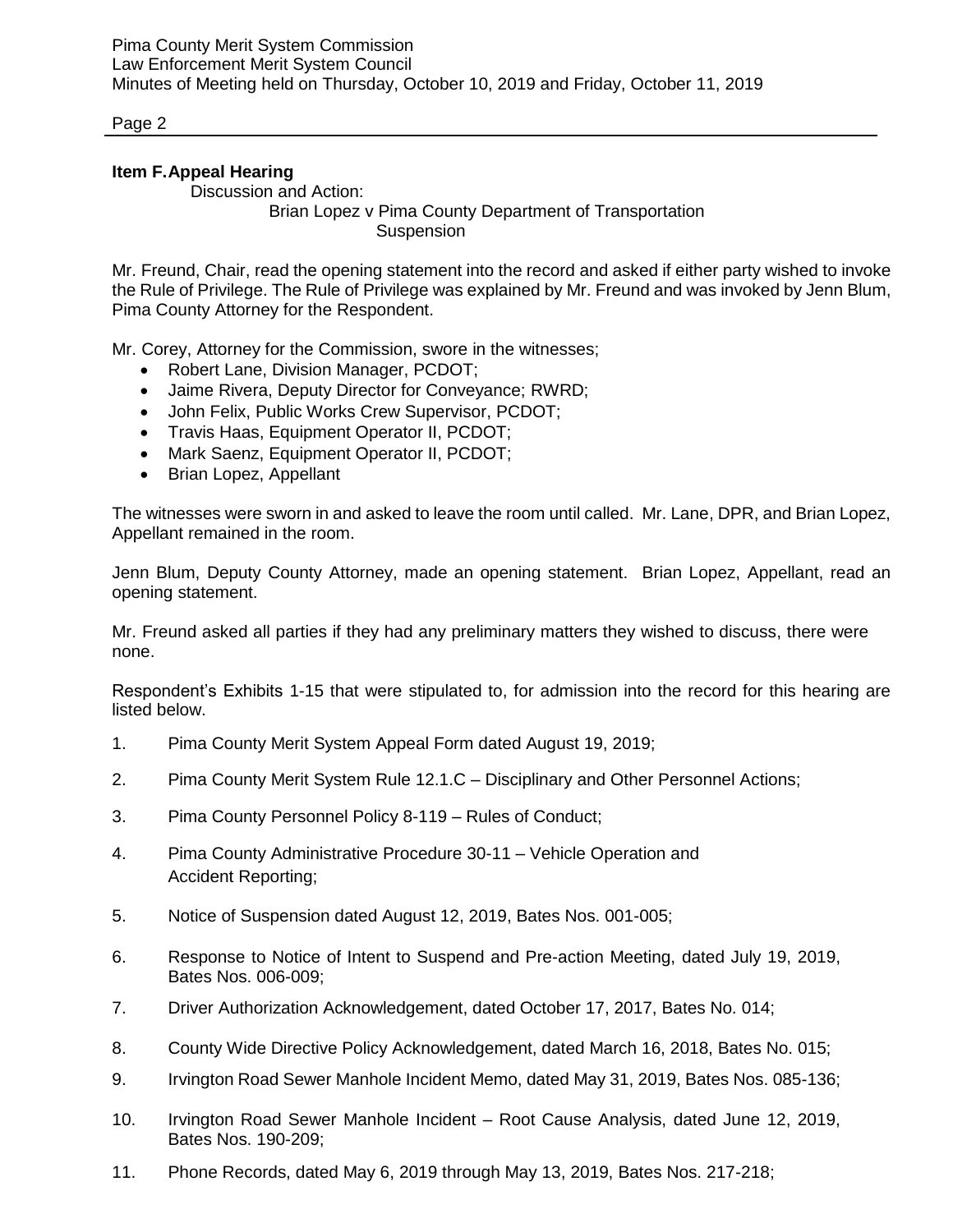**Item F. Appeal Hearing**

Discussion and Action:

Brian Lopez v Pima County Department of Transportation
Suspension

Mr. Freund, Chair, read the opening statement into the record and asked if either party wished to invoke the Rule of Privilege. The Rule of Privilege was explained by Mr. Freund and was invoked by Jenn Blum, Pima County Attorney for the Respondent.

Mr. Corey, Attorney for the Commission, swore in the witnesses;

- Robert Lane, Division Manager, PCDOT;
- Jaime Rivera, Deputy Director for Conveyance; RWRD;
- John Felix, Public Works Crew Supervisor, PCDOT;
- Travis Haas, Equipment Operator II, PCDOT;
- Mark Saenz, Equipment Operator II, PCDOT;
- Brian Lopez, Appellant

The witnesses were sworn in and asked to leave the room until called. Mr. Lane, DPR, and Brian Lopez, Appellant remained in the room.

Jenn Blum, Deputy County Attorney, made an opening statement. Brian Lopez, Appellant, read an opening statement.

Mr. Freund asked all parties if they had any preliminary matters they wished to discuss, there were none.

Respondent's Exhibits 1-15 that were stipulated to, for admission into the record for this hearing are listed below.

1. Pima County Merit System Appeal Form dated August 19, 2019;
2. Pima County Merit System Rule 12.1.C – Disciplinary and Other Personnel Actions;
3. Pima County Personnel Policy 8-119 – Rules of Conduct;
4. Pima County Administrative Procedure 30-11 – Vehicle Operation and Accident Reporting;
5. Notice of Suspension dated August 12, 2019, Bates Nos. 001-005;
6. Response to Notice of Intent to Suspend and Pre-action Meeting, dated July 19, 2019, Bates Nos. 006-009;
7. Driver Authorization Acknowledgement, dated October 17, 2017, Bates No. 014;
8. County Wide Directive Policy Acknowledgement, dated March 16, 2018, Bates No. 015;
9. Irvington Road Sewer Manhole Incident Memo, dated May 31, 2019, Bates Nos. 085-136;
10. Irvington Road Sewer Manhole Incident – Root Cause Analysis, dated June 12, 2019, Bates Nos. 190-209;
11. Phone Records, dated May 6, 2019 through May 13, 2019, Bates Nos. 217-218;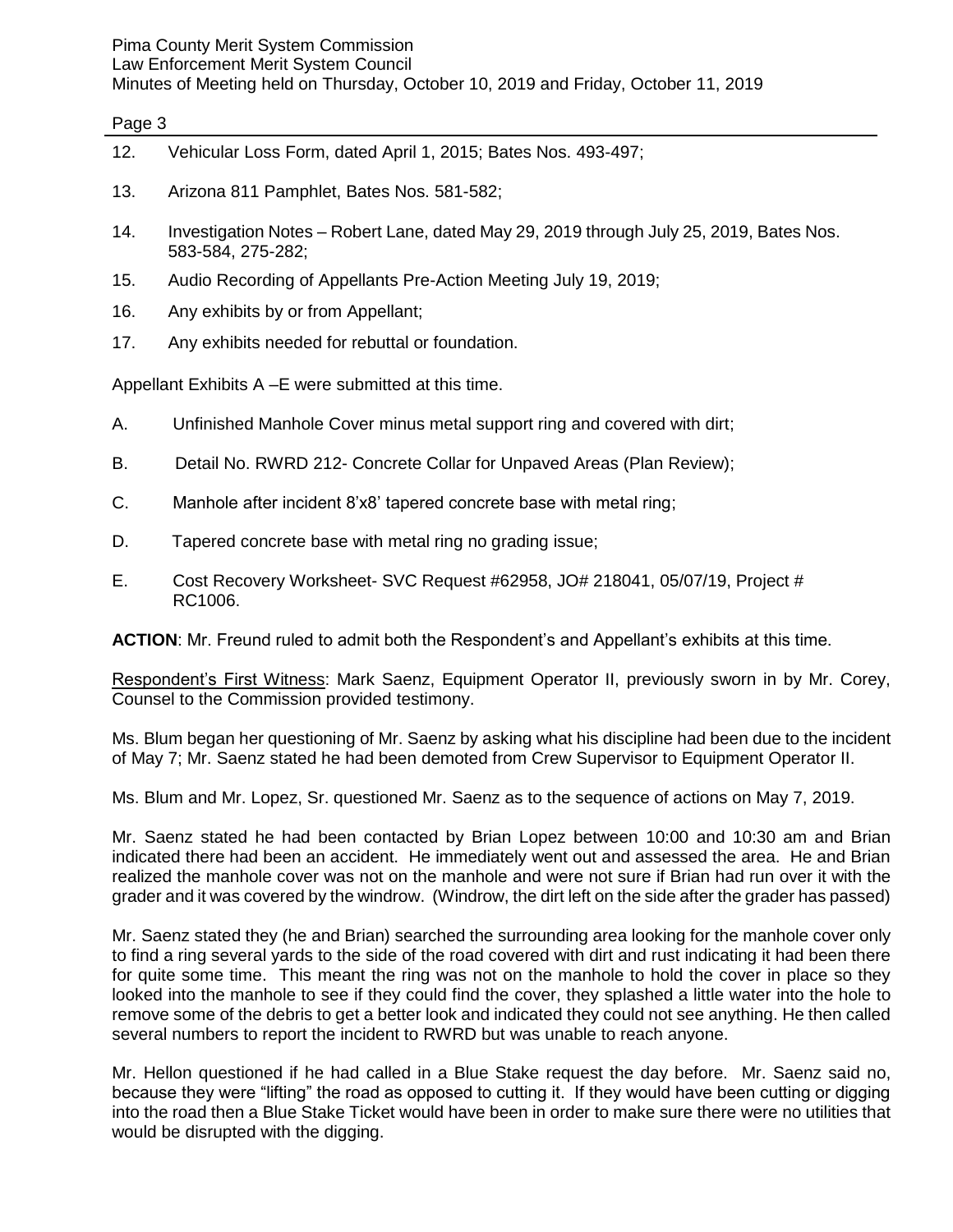12. Vehicular Loss Form, dated April 1, 2015; Bates Nos. 493-497;
13. Arizona 811 Pamphlet, Bates Nos. 581-582;
14. Investigation Notes – Robert Lane, dated May 29, 2019 through July 25, 2019, Bates Nos. 583-584, 275-282;
15. Audio Recording of Appellants Pre-Action Meeting July 19, 2019;
16. Any exhibits by or from Appellant;
17. Any exhibits needed for rebuttal or foundation.

Appellant Exhibits A –E were submitted at this time.

A. Unfinished Manhole Cover minus metal support ring and covered with dirt;

B. Detail No. RWRD 212- Concrete Collar for Unpaved Areas (Plan Review);

C. Manhole after incident 8'x8' tapered concrete base with metal ring;

D. Tapered concrete base with metal ring no grading issue;

E. Cost Recovery Worksheet- SVC Request #62958, JO# 218041, 05/07/19, Project # RC1006.

**ACTION**: Mr. Freund ruled to admit both the Respondent's and Appellant's exhibits at this time.

Respondent's First Witness: Mark Saenz, Equipment Operator II, previously sworn in by Mr. Corey, Counsel to the Commission provided testimony.

Ms. Blum began her questioning of Mr. Saenz by asking what his discipline had been due to the incident of May 7; Mr. Saenz stated he had been demoted from Crew Supervisor to Equipment Operator II.

Ms. Blum and Mr. Lopez, Sr. questioned Mr. Saenz as to the sequence of actions on May 7, 2019.

Mr. Saenz stated he had been contacted by Brian Lopez between 10:00 and 10:30 am and Brian indicated there had been an accident. He immediately went out and assessed the area. He and Brian realized the manhole cover was not on the manhole and were not sure if Brian had run over it with the grader and it was covered by the windrow. (Windrow, the dirt left on the side after the grader has passed)

Mr. Saenz stated they (he and Brian) searched the surrounding area looking for the manhole cover only to find a ring several yards to the side of the road covered with dirt and rust indicating it had been there for quite some time. This meant the ring was not on the manhole to hold the cover in place so they looked into the manhole to see if they could find the cover, they splashed a little water into the hole to remove some of the debris to get a better look and indicated they could not see anything. He then called several numbers to report the incident to RWRD but was unable to reach anyone.

Mr. Hellon questioned if he had called in a Blue Stake request the day before. Mr. Saenz said no, because they were "lifting" the road as opposed to cutting it. If they would have been cutting or digging into the road then a Blue Stake Ticket would have been in order to make sure there were no utilities that would be disrupted with the digging.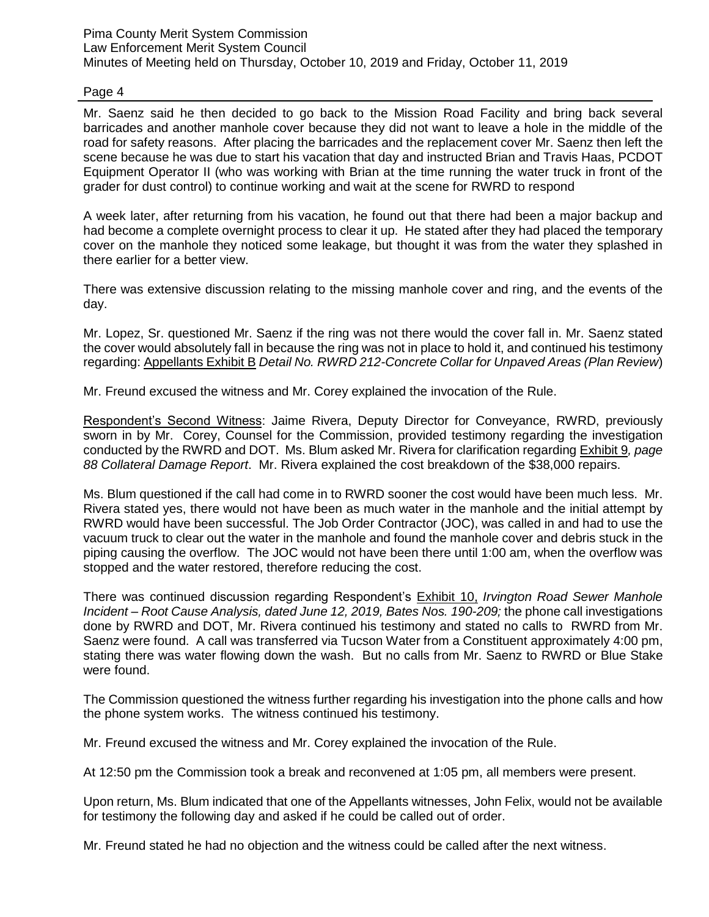Mr. Saenz said he then decided to go back to the Mission Road Facility and bring back several barricades and another manhole cover because they did not want to leave a hole in the middle of the road for safety reasons. After placing the barricades and the replacement cover Mr. Saenz then left the scene because he was due to start his vacation that day and instructed Brian and Travis Haas, PCDOT Equipment Operator II (who was working with Brian at the time running the water truck in front of the grader for dust control) to continue working and wait at the scene for RWRD to respond

A week later, after returning from his vacation, he found out that there had been a major backup and had become a complete overnight process to clear it up. He stated after they had placed the temporary cover on the manhole they noticed some leakage, but thought it was from the water they splashed in there earlier for a better view.

There was extensive discussion relating to the missing manhole cover and ring, and the events of the day.

Mr. Lopez, Sr. questioned Mr. Saenz if the ring was not there would the cover fall in. Mr. Saenz stated the cover would absolutely fall in because the ring was not in place to hold it, and continued his testimony regarding: Appellants Exhibit B *Detail No. RWRD 212-Concrete Collar for Unpaved Areas (Plan Review*)

Mr. Freund excused the witness and Mr. Corey explained the invocation of the Rule.

Respondent's Second Witness: Jaime Rivera, Deputy Director for Conveyance, RWRD, previously sworn in by Mr. Corey, Counsel for the Commission, provided testimony regarding the investigation conducted by the RWRD and DOT. Ms. Blum asked Mr. Rivera for clarification regarding Exhibit 9*, page 88 Collateral Damage Report*. Mr. Rivera explained the cost breakdown of the $38,000 repairs.

Ms. Blum questioned if the call had come in to RWRD sooner the cost would have been much less. Mr. Rivera stated yes, there would not have been as much water in the manhole and the initial attempt by RWRD would have been successful. The Job Order Contractor (JOC), was called in and had to use the vacuum truck to clear out the water in the manhole and found the manhole cover and debris stuck in the piping causing the overflow. The JOC would not have been there until 1:00 am, when the overflow was stopped and the water restored, therefore reducing the cost.

There was continued discussion regarding Respondent's Exhibit 10, *Irvington Road Sewer Manhole Incident – Root Cause Analysis, dated June 12, 2019, Bates Nos. 190-209;* the phone call investigations done by RWRD and DOT, Mr. Rivera continued his testimony and stated no calls to RWRD from Mr. Saenz were found. A call was transferred via Tucson Water from a Constituent approximately 4:00 pm, stating there was water flowing down the wash. But no calls from Mr. Saenz to RWRD or Blue Stake were found.

The Commission questioned the witness further regarding his investigation into the phone calls and how the phone system works. The witness continued his testimony.

Mr. Freund excused the witness and Mr. Corey explained the invocation of the Rule.

At 12:50 pm the Commission took a break and reconvened at 1:05 pm, all members were present.

Upon return, Ms. Blum indicated that one of the Appellants witnesses, John Felix, would not be available for testimony the following day and asked if he could be called out of order.

Mr. Freund stated he had no objection and the witness could be called after the next witness.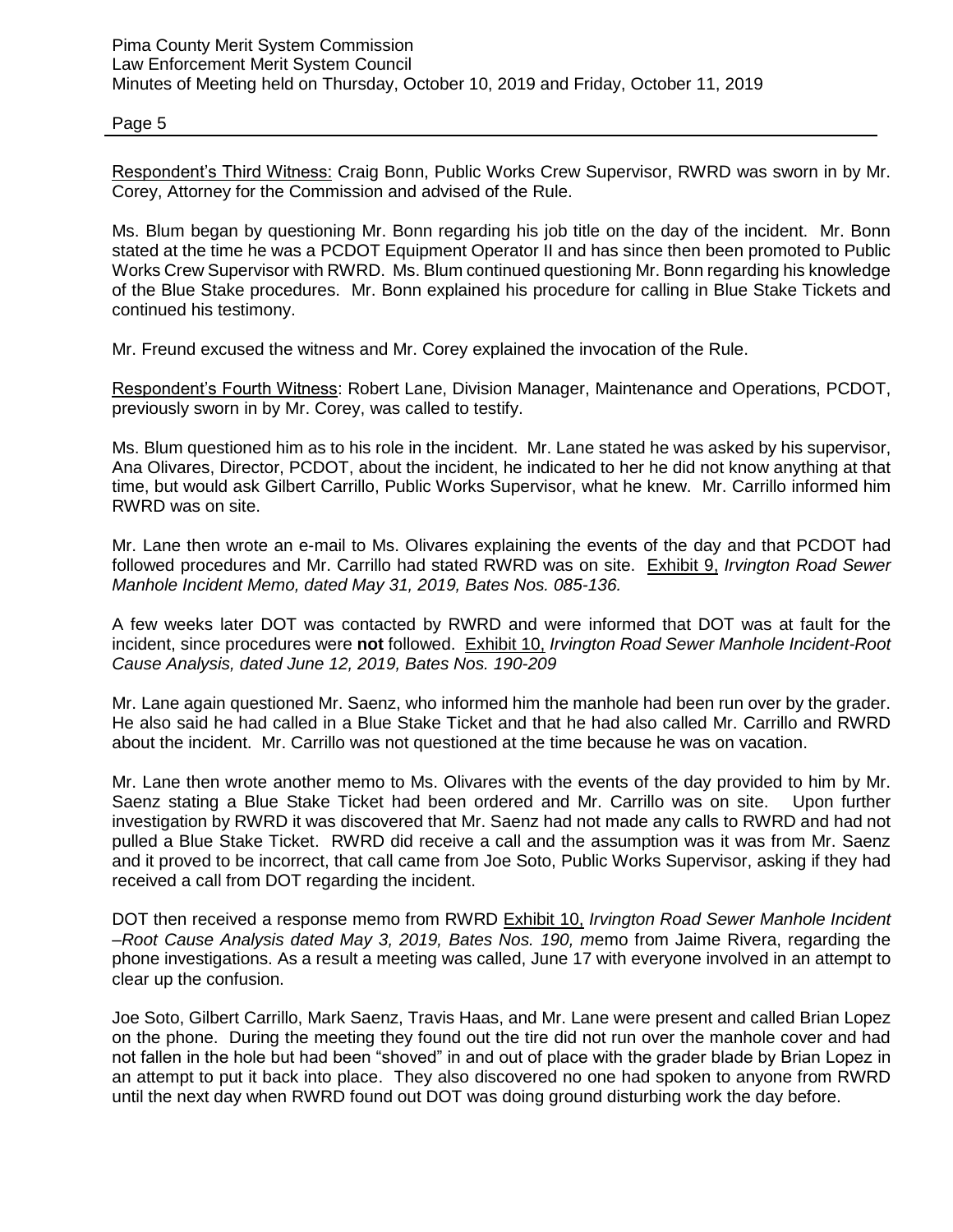Respondent's Third Witness: Craig Bonn, Public Works Crew Supervisor, RWRD was sworn in by Mr. Corey, Attorney for the Commission and advised of the Rule.

Ms. Blum began by questioning Mr. Bonn regarding his job title on the day of the incident. Mr. Bonn stated at the time he was a PCDOT Equipment Operator II and has since then been promoted to Public Works Crew Supervisor with RWRD. Ms. Blum continued questioning Mr. Bonn regarding his knowledge of the Blue Stake procedures. Mr. Bonn explained his procedure for calling in Blue Stake Tickets and continued his testimony.

Mr. Freund excused the witness and Mr. Corey explained the invocation of the Rule.

Respondent's Fourth Witness: Robert Lane, Division Manager, Maintenance and Operations, PCDOT, previously sworn in by Mr. Corey, was called to testify.

Ms. Blum questioned him as to his role in the incident. Mr. Lane stated he was asked by his supervisor, Ana Olivares, Director, PCDOT, about the incident, he indicated to her he did not know anything at that time, but would ask Gilbert Carrillo, Public Works Supervisor, what he knew. Mr. Carrillo informed him RWRD was on site.

Mr. Lane then wrote an e-mail to Ms. Olivares explaining the events of the day and that PCDOT had followed procedures and Mr. Carrillo had stated RWRD was on site. Exhibit 9, *Irvington Road Sewer Manhole Incident Memo, dated May 31, 2019, Bates Nos. 085-136.*

A few weeks later DOT was contacted by RWRD and were informed that DOT was at fault for the incident, since procedures were **not** followed. Exhibit 10, *Irvington Road Sewer Manhole Incident-Root Cause Analysis, dated June 12, 2019, Bates Nos. 190-209*

Mr. Lane again questioned Mr. Saenz, who informed him the manhole had been run over by the grader. He also said he had called in a Blue Stake Ticket and that he had also called Mr. Carrillo and RWRD about the incident. Mr. Carrillo was not questioned at the time because he was on vacation.

Mr. Lane then wrote another memo to Ms. Olivares with the events of the day provided to him by Mr. Saenz stating a Blue Stake Ticket had been ordered and Mr. Carrillo was on site. Upon further investigation by RWRD it was discovered that Mr. Saenz had not made any calls to RWRD and had not pulled a Blue Stake Ticket. RWRD did receive a call and the assumption was it was from Mr. Saenz and it proved to be incorrect, that call came from Joe Soto, Public Works Supervisor, asking if they had received a call from DOT regarding the incident.

DOT then received a response memo from RWRD Exhibit 10, *Irvington Road Sewer Manhole Incident –Root Cause Analysis dated May 3, 2019, Bates Nos. 190, m*emo from Jaime Rivera, regarding the phone investigations. As a result a meeting was called, June 17 with everyone involved in an attempt to clear up the confusion.

Joe Soto, Gilbert Carrillo, Mark Saenz, Travis Haas, and Mr. Lane were present and called Brian Lopez on the phone. During the meeting they found out the tire did not run over the manhole cover and had not fallen in the hole but had been "shoved" in and out of place with the grader blade by Brian Lopez in an attempt to put it back into place. They also discovered no one had spoken to anyone from RWRD until the next day when RWRD found out DOT was doing ground disturbing work the day before.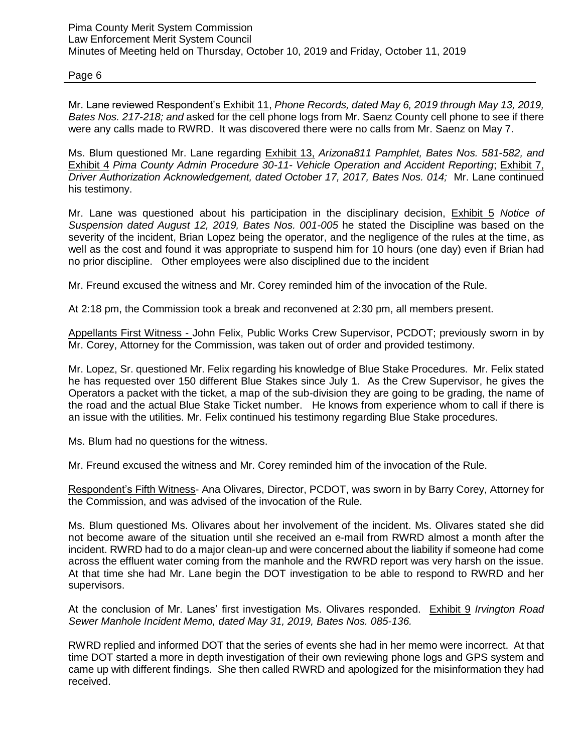Mr. Lane reviewed Respondent's <u>Exhibit 11</u>, *Phone Records, dated May 6, 2019 through May 13, 2019, Bates Nos. 217-218; and* asked for the cell phone logs from Mr. Saenz County cell phone to see if there were any calls made to RWRD. It was discovered there were no calls from Mr. Saenz on May 7.

Ms. Blum questioned Mr. Lane regarding <u>Exhibit 13,</u> *Arizona811 Pamphlet, Bates Nos. 581-582, and* <u>Exhibit 4</u> *Pima County Admin Procedure 30-11- Vehicle Operation and Accident Reporting*; <u>Exhibit 7,</u> *Driver Authorization Acknowledgement, dated October 17, 2017, Bates Nos. 014;* Mr. Lane continued his testimony.

Mr. Lane was questioned about his participation in the disciplinary decision, <u>Exhibit 5</u> *Notice of Suspension dated August 12, 2019, Bates Nos. 001-005* he stated the Discipline was based on the severity of the incident, Brian Lopez being the operator, and the negligence of the rules at the time, as well as the cost and found it was appropriate to suspend him for 10 hours (one day) even if Brian had no prior discipline. Other employees were also disciplined due to the incident

Mr. Freund excused the witness and Mr. Corey reminded him of the invocation of the Rule.

At 2:18 pm, the Commission took a break and reconvened at 2:30 pm, all members present.

<u>Appellants First Witness -</u> John Felix, Public Works Crew Supervisor, PCDOT; previously sworn in by Mr. Corey, Attorney for the Commission, was taken out of order and provided testimony.

Mr. Lopez, Sr. questioned Mr. Felix regarding his knowledge of Blue Stake Procedures. Mr. Felix stated he has requested over 150 different Blue Stakes since July 1. As the Crew Supervisor, he gives the Operators a packet with the ticket, a map of the sub-division they are going to be grading, the name of the road and the actual Blue Stake Ticket number. He knows from experience whom to call if there is an issue with the utilities. Mr. Felix continued his testimony regarding Blue Stake procedures.

Ms. Blum had no questions for the witness.

Mr. Freund excused the witness and Mr. Corey reminded him of the invocation of the Rule.

<u>Respondent's Fifth Witness</u>- Ana Olivares, Director, PCDOT, was sworn in by Barry Corey, Attorney for the Commission, and was advised of the invocation of the Rule.

Ms. Blum questioned Ms. Olivares about her involvement of the incident. Ms. Olivares stated she did not become aware of the situation until she received an e-mail from RWRD almost a month after the incident. RWRD had to do a major clean-up and were concerned about the liability if someone had come across the effluent water coming from the manhole and the RWRD report was very harsh on the issue. At that time she had Mr. Lane begin the DOT investigation to be able to respond to RWRD and her supervisors.

At the conclusion of Mr. Lanes' first investigation Ms. Olivares responded. <u>Exhibit 9</u> *Irvington Road Sewer Manhole Incident Memo, dated May 31, 2019, Bates Nos. 085-136.*

RWRD replied and informed DOT that the series of events she had in her memo were incorrect. At that time DOT started a more in depth investigation of their own reviewing phone logs and GPS system and came up with different findings. She then called RWRD and apologized for the misinformation they had received.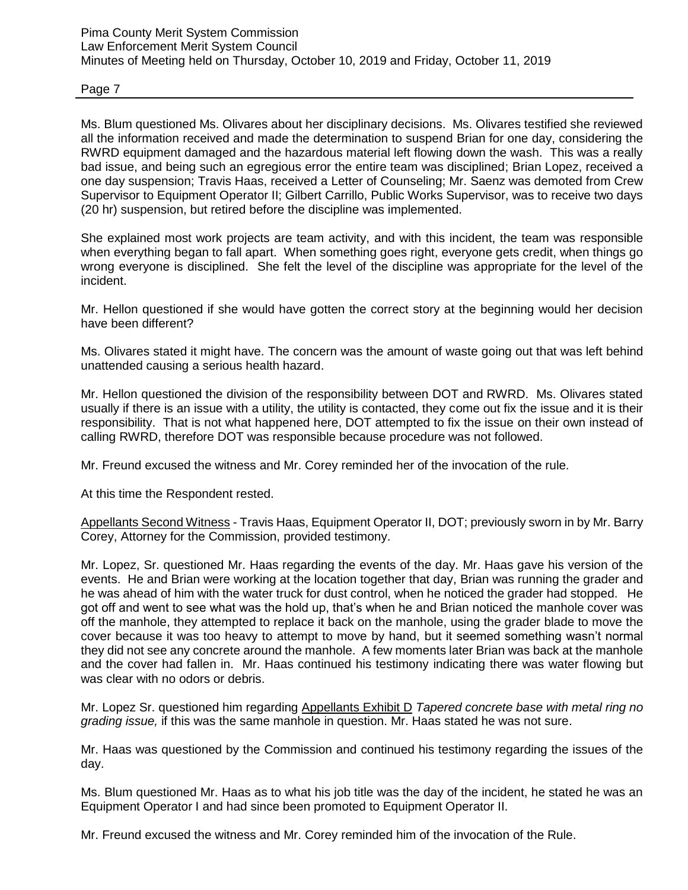Ms. Blum questioned Ms. Olivares about her disciplinary decisions. Ms. Olivares testified she reviewed all the information received and made the determination to suspend Brian for one day, considering the RWRD equipment damaged and the hazardous material left flowing down the wash. This was a really bad issue, and being such an egregious error the entire team was disciplined; Brian Lopez, received a one day suspension; Travis Haas, received a Letter of Counseling; Mr. Saenz was demoted from Crew Supervisor to Equipment Operator II; Gilbert Carrillo, Public Works Supervisor, was to receive two days (20 hr) suspension, but retired before the discipline was implemented.

She explained most work projects are team activity, and with this incident, the team was responsible when everything began to fall apart. When something goes right, everyone gets credit, when things go wrong everyone is disciplined. She felt the level of the discipline was appropriate for the level of the incident.

Mr. Hellon questioned if she would have gotten the correct story at the beginning would her decision have been different?

Ms. Olivares stated it might have. The concern was the amount of waste going out that was left behind unattended causing a serious health hazard.

Mr. Hellon questioned the division of the responsibility between DOT and RWRD. Ms. Olivares stated usually if there is an issue with a utility, the utility is contacted, they come out fix the issue and it is their responsibility. That is not what happened here, DOT attempted to fix the issue on their own instead of calling RWRD, therefore DOT was responsible because procedure was not followed.

Mr. Freund excused the witness and Mr. Corey reminded her of the invocation of the rule.

At this time the Respondent rested.

Appellants Second Witness - Travis Haas, Equipment Operator II, DOT; previously sworn in by Mr. Barry Corey, Attorney for the Commission, provided testimony.

Mr. Lopez, Sr. questioned Mr. Haas regarding the events of the day. Mr. Haas gave his version of the events. He and Brian were working at the location together that day, Brian was running the grader and he was ahead of him with the water truck for dust control, when he noticed the grader had stopped. He got off and went to see what was the hold up, that's when he and Brian noticed the manhole cover was off the manhole, they attempted to replace it back on the manhole, using the grader blade to move the cover because it was too heavy to attempt to move by hand, but it seemed something wasn't normal they did not see any concrete around the manhole. A few moments later Brian was back at the manhole and the cover had fallen in. Mr. Haas continued his testimony indicating there was water flowing but was clear with no odors or debris.

Mr. Lopez Sr. questioned him regarding Appellants Exhibit D *Tapered concrete base with metal ring no grading issue,* if this was the same manhole in question. Mr. Haas stated he was not sure.

Mr. Haas was questioned by the Commission and continued his testimony regarding the issues of the day.

Ms. Blum questioned Mr. Haas as to what his job title was the day of the incident, he stated he was an Equipment Operator I and had since been promoted to Equipment Operator II.

Mr. Freund excused the witness and Mr. Corey reminded him of the invocation of the Rule.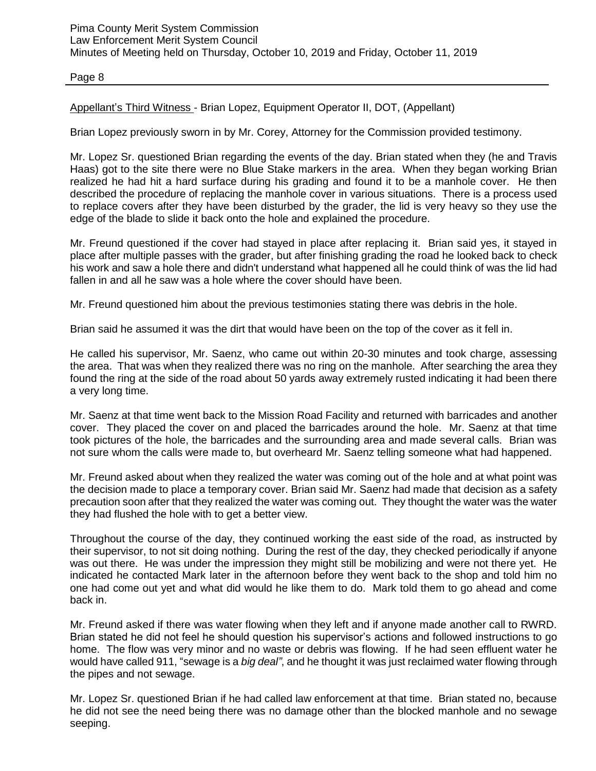<u>Appellant's Third Witness</u> - Brian Lopez, Equipment Operator II, DOT, (Appellant)

Brian Lopez previously sworn in by Mr. Corey, Attorney for the Commission provided testimony.

Mr. Lopez Sr. questioned Brian regarding the events of the day. Brian stated when they (he and Travis Haas) got to the site there were no Blue Stake markers in the area. When they began working Brian realized he had hit a hard surface during his grading and found it to be a manhole cover. He then described the procedure of replacing the manhole cover in various situations. There is a process used to replace covers after they have been disturbed by the grader, the lid is very heavy so they use the edge of the blade to slide it back onto the hole and explained the procedure.

Mr. Freund questioned if the cover had stayed in place after replacing it. Brian said yes, it stayed in place after multiple passes with the grader, but after finishing grading the road he looked back to check his work and saw a hole there and didn't understand what happened all he could think of was the lid had fallen in and all he saw was a hole where the cover should have been.

Mr. Freund questioned him about the previous testimonies stating there was debris in the hole.

Brian said he assumed it was the dirt that would have been on the top of the cover as it fell in.

He called his supervisor, Mr. Saenz, who came out within 20-30 minutes and took charge, assessing the area. That was when they realized there was no ring on the manhole. After searching the area they found the ring at the side of the road about 50 yards away extremely rusted indicating it had been there a very long time.

Mr. Saenz at that time went back to the Mission Road Facility and returned with barricades and another cover. They placed the cover on and placed the barricades around the hole. Mr. Saenz at that time took pictures of the hole, the barricades and the surrounding area and made several calls. Brian was not sure whom the calls were made to, but overheard Mr. Saenz telling someone what had happened.

Mr. Freund asked about when they realized the water was coming out of the hole and at what point was the decision made to place a temporary cover. Brian said Mr. Saenz had made that decision as a safety precaution soon after that they realized the water was coming out. They thought the water was the water they had flushed the hole with to get a better view.

Throughout the course of the day, they continued working the east side of the road, as instructed by their supervisor, to not sit doing nothing. During the rest of the day, they checked periodically if anyone was out there. He was under the impression they might still be mobilizing and were not there yet. He indicated he contacted Mark later in the afternoon before they went back to the shop and told him no one had come out yet and what did would he like them to do. Mark told them to go ahead and come back in.

Mr. Freund asked if there was water flowing when they left and if anyone made another call to RWRD. Brian stated he did not feel he should question his supervisor's actions and followed instructions to go home. The flow was very minor and no waste or debris was flowing. If he had seen effluent water he would have called 911, "sewage is a *big deal"*, and he thought it was just reclaimed water flowing through the pipes and not sewage.

Mr. Lopez Sr. questioned Brian if he had called law enforcement at that time. Brian stated no, because he did not see the need being there was no damage other than the blocked manhole and no sewage seeping.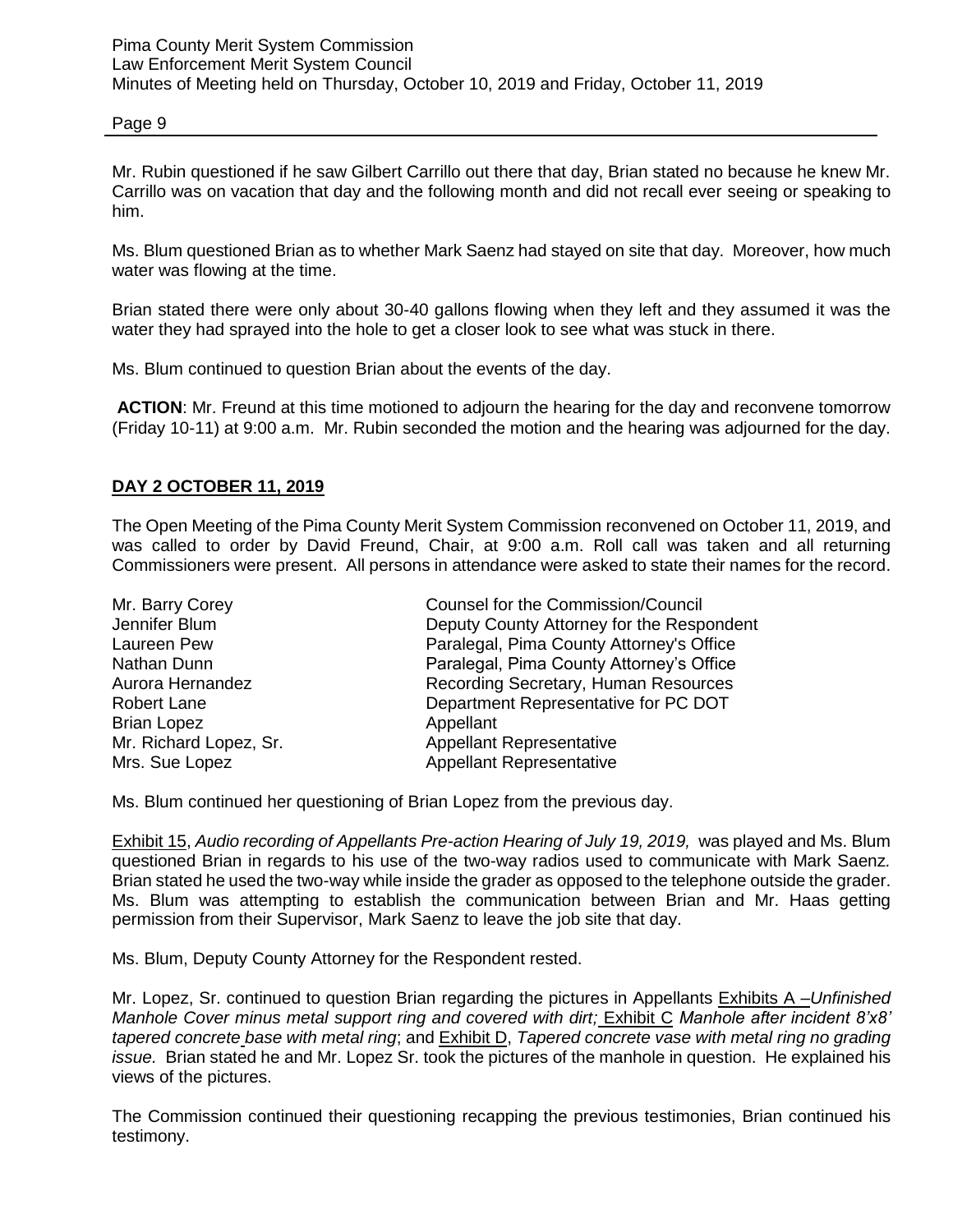Mr. Rubin questioned if he saw Gilbert Carrillo out there that day, Brian stated no because he knew Mr. Carrillo was on vacation that day and the following month and did not recall ever seeing or speaking to him.

Ms. Blum questioned Brian as to whether Mark Saenz had stayed on site that day. Moreover, how much water was flowing at the time.

Brian stated there were only about 30-40 gallons flowing when they left and they assumed it was the water they had sprayed into the hole to get a closer look to see what was stuck in there.

Ms. Blum continued to question Brian about the events of the day.

**ACTION**: Mr. Freund at this time motioned to adjourn the hearing for the day and reconvene tomorrow (Friday 10-11) at 9:00 a.m. Mr. Rubin seconded the motion and the hearing was adjourned for the day.

## DAY 2 OCTOBER 11, 2019

The Open Meeting of the Pima County Merit System Commission reconvened on October 11, 2019, and was called to order by David Freund, Chair, at 9:00 a.m. Roll call was taken and all returning Commissioners were present. All persons in attendance were asked to state their names for the record.

| | |
|---|---|
| Mr. Barry Corey | Counsel for the Commission/Council |
| Jennifer Blum | Deputy County Attorney for the Respondent |
| Laureen Pew | Paralegal, Pima County Attorney's Office |
| Nathan Dunn | Paralegal, Pima County Attorney's Office |
| Aurora Hernandez | Recording Secretary, Human Resources |
| Robert Lane | Department Representative for PC DOT |
| Brian Lopez | Appellant |
| Mr. Richard Lopez, Sr. | Appellant Representative |
| Mrs. Sue Lopez | Appellant Representative |

Ms. Blum continued her questioning of Brian Lopez from the previous day.

Exhibit 15, *Audio recording of Appellants Pre-action Hearing of July 19, 2019,* was played and Ms. Blum questioned Brian in regards to his use of the two-way radios used to communicate with Mark Saenz. Brian stated he used the two-way while inside the grader as opposed to the telephone outside the grader. Ms. Blum was attempting to establish the communication between Brian and Mr. Haas getting permission from their Supervisor, Mark Saenz to leave the job site that day.

Ms. Blum, Deputy County Attorney for the Respondent rested.

Mr. Lopez, Sr. continued to question Brian regarding the pictures in Appellants Exhibits A –*Unfinished Manhole Cover minus metal support ring and covered with dirt;* Exhibit C *Manhole after incident 8'x8' tapered concrete base with metal ring*; and Exhibit D, *Tapered concrete vase with metal ring no grading issue.* Brian stated he and Mr. Lopez Sr. took the pictures of the manhole in question. He explained his views of the pictures.

The Commission continued their questioning recapping the previous testimonies, Brian continued his testimony.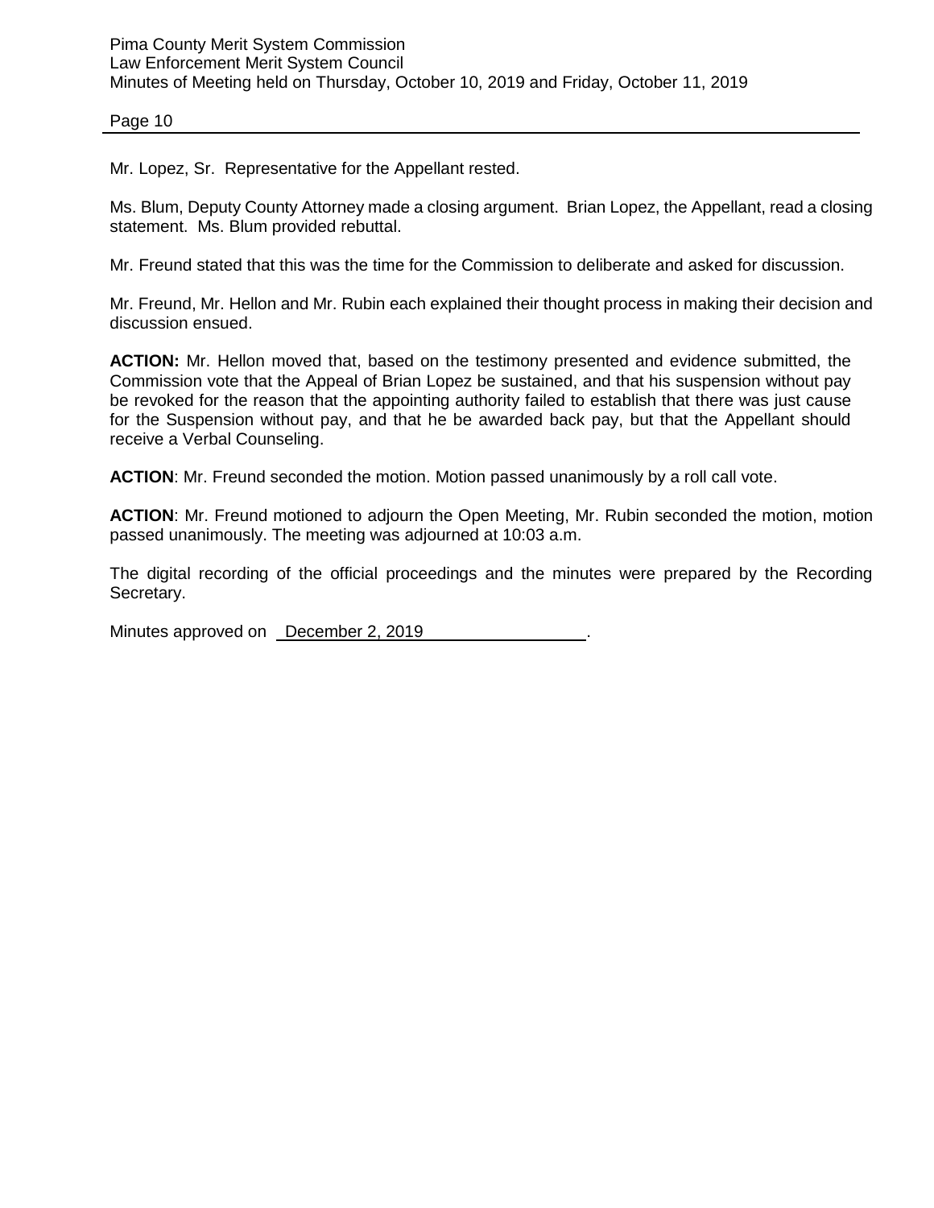Mr. Lopez, Sr. Representative for the Appellant rested.

Ms. Blum, Deputy County Attorney made a closing argument. Brian Lopez, the Appellant, read a closing statement. Ms. Blum provided rebuttal.

Mr. Freund stated that this was the time for the Commission to deliberate and asked for discussion.

Mr. Freund, Mr. Hellon and Mr. Rubin each explained their thought process in making their decision and discussion ensued.

**ACTION:** Mr. Hellon moved that, based on the testimony presented and evidence submitted, the Commission vote that the Appeal of Brian Lopez be sustained, and that his suspension without pay be revoked for the reason that the appointing authority failed to establish that there was just cause for the Suspension without pay, and that he be awarded back pay, but that the Appellant should receive a Verbal Counseling.

**ACTION**: Mr. Freund seconded the motion. Motion passed unanimously by a roll call vote.

**ACTION**: Mr. Freund motioned to adjourn the Open Meeting, Mr. Rubin seconded the motion, motion passed unanimously. The meeting was adjourned at 10:03 a.m.

The digital recording of the official proceedings and the minutes were prepared by the Recording Secretary.

Minutes approved on December 2, 2019.